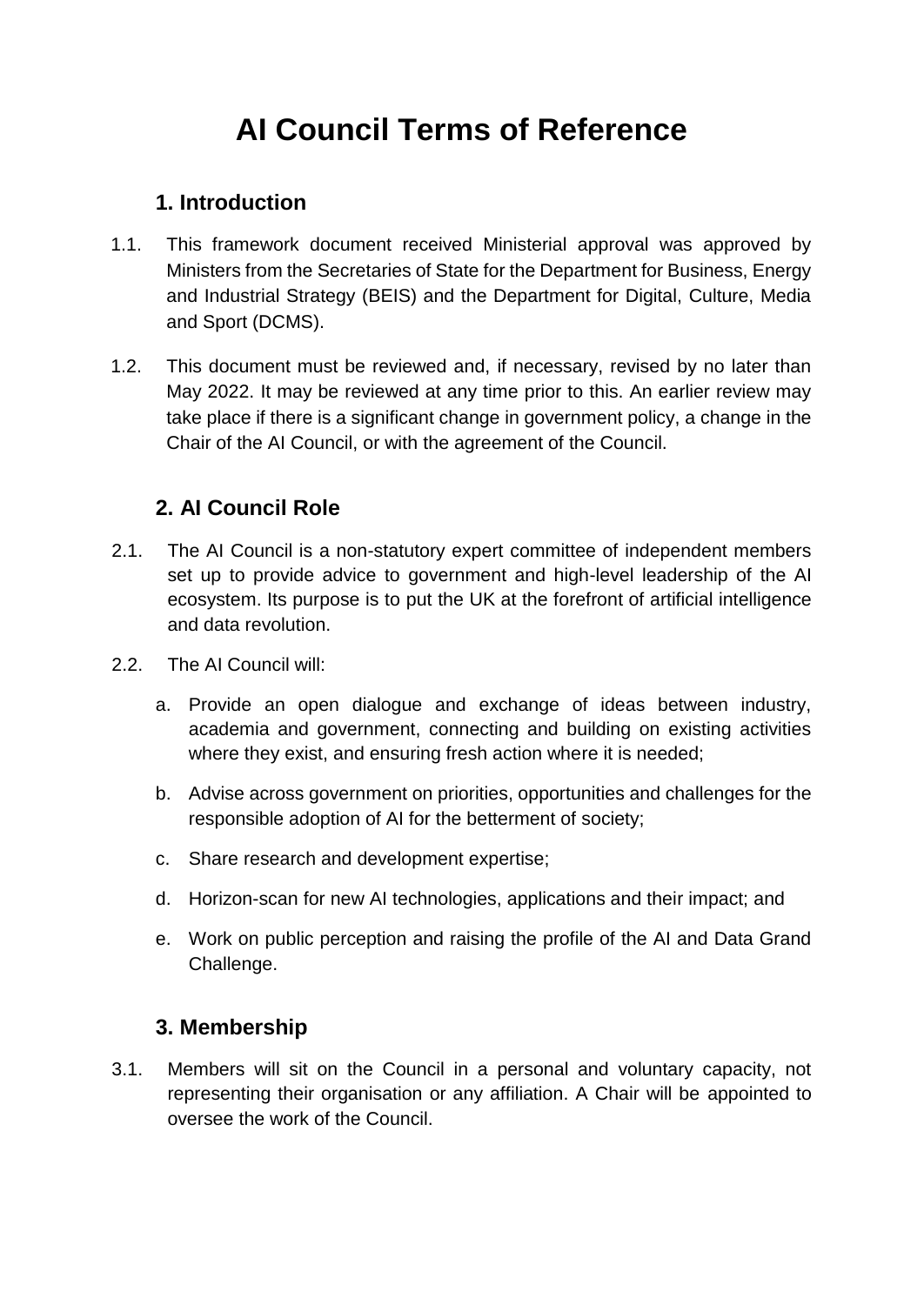# AI Council Terms of Reference

## 1. Introduction

1.1. This framework document received Ministerial approval was approved by Ministers from the Secretaries of State for the Department for Business, Energy and Industrial Strategy (BEIS) and the Department for Digital, Culture, Media and Sport (DCMS).

1.2. This document must be reviewed and, if necessary, revised by no later than May 2022. It may be reviewed at any time prior to this. An earlier review may take place if there is a significant change in government policy, a change in the Chair of the AI Council, or with the agreement of the Council.

## 2. AI Council Role

2.1. The AI Council is a non-statutory expert committee of independent members set up to provide advice to government and high-level leadership of the AI ecosystem. Its purpose is to put the UK at the forefront of artificial intelligence and data revolution.

2.2. The AI Council will:

a. Provide an open dialogue and exchange of ideas between industry, academia and government, connecting and building on existing activities where they exist, and ensuring fresh action where it is needed;

b. Advise across government on priorities, opportunities and challenges for the responsible adoption of AI for the betterment of society;

c. Share research and development expertise;

d. Horizon-scan for new AI technologies, applications and their impact; and

e. Work on public perception and raising the profile of the AI and Data Grand Challenge.

## 3. Membership

3.1. Members will sit on the Council in a personal and voluntary capacity, not representing their organisation or any affiliation. A Chair will be appointed to oversee the work of the Council.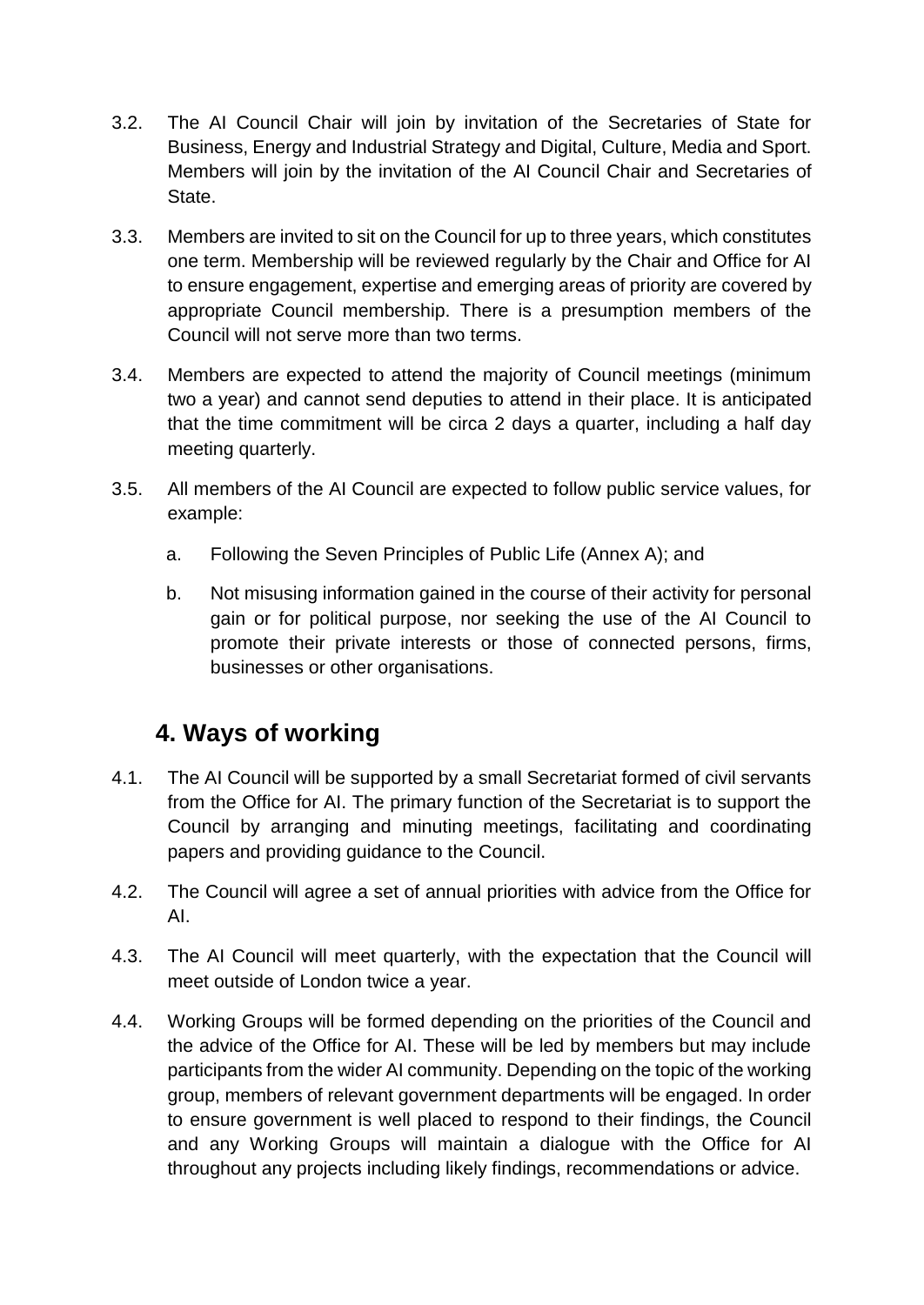3.2. The AI Council Chair will join by invitation of the Secretaries of State for Business, Energy and Industrial Strategy and Digital, Culture, Media and Sport. Members will join by the invitation of the AI Council Chair and Secretaries of State.

3.3. Members are invited to sit on the Council for up to three years, which constitutes one term. Membership will be reviewed regularly by the Chair and Office for AI to ensure engagement, expertise and emerging areas of priority are covered by appropriate Council membership. There is a presumption members of the Council will not serve more than two terms.

3.4. Members are expected to attend the majority of Council meetings (minimum two a year) and cannot send deputies to attend in their place. It is anticipated that the time commitment will be circa 2 days a quarter, including a half day meeting quarterly.

3.5. All members of the AI Council are expected to follow public service values, for example:

   a. Following the Seven Principles of Public Life (Annex A); and

   b. Not misusing information gained in the course of their activity for personal gain or for political purpose, nor seeking the use of the AI Council to promote their private interests or those of connected persons, firms, businesses or other organisations.

## 4. Ways of working

4.1. The AI Council will be supported by a small Secretariat formed of civil servants from the Office for AI. The primary function of the Secretariat is to support the Council by arranging and minuting meetings, facilitating and coordinating papers and providing guidance to the Council.

4.2. The Council will agree a set of annual priorities with advice from the Office for AI.

4.3. The AI Council will meet quarterly, with the expectation that the Council will meet outside of London twice a year.

4.4. Working Groups will be formed depending on the priorities of the Council and the advice of the Office for AI. These will be led by members but may include participants from the wider AI community. Depending on the topic of the working group, members of relevant government departments will be engaged. In order to ensure government is well placed to respond to their findings, the Council and any Working Groups will maintain a dialogue with the Office for AI throughout any projects including likely findings, recommendations or advice.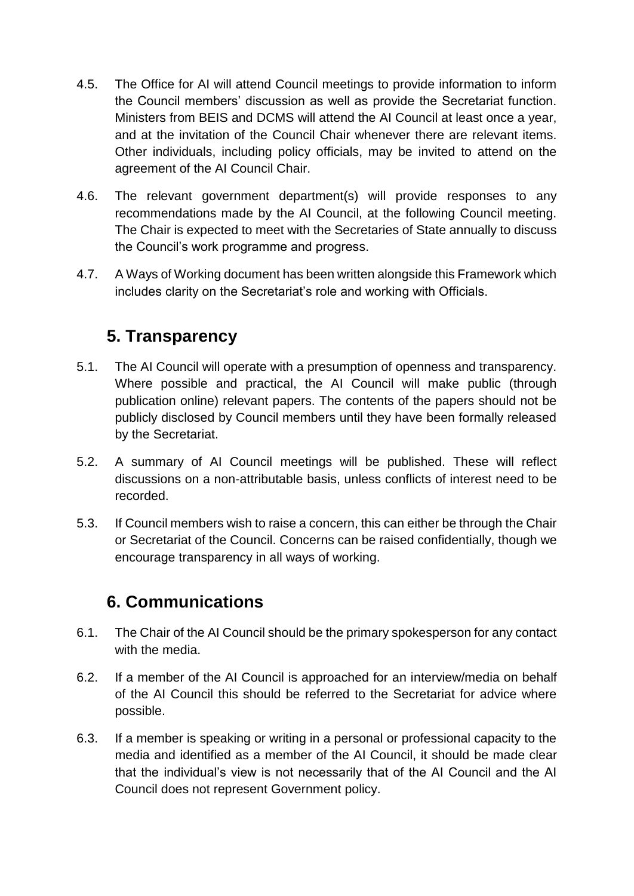4.5. The Office for AI will attend Council meetings to provide information to inform the Council members' discussion as well as provide the Secretariat function. Ministers from BEIS and DCMS will attend the AI Council at least once a year, and at the invitation of the Council Chair whenever there are relevant items. Other individuals, including policy officials, may be invited to attend on the agreement of the AI Council Chair.

4.6. The relevant government department(s) will provide responses to any recommendations made by the AI Council, at the following Council meeting. The Chair is expected to meet with the Secretaries of State annually to discuss the Council's work programme and progress.

4.7. A Ways of Working document has been written alongside this Framework which includes clarity on the Secretariat's role and working with Officials.

## 5. Transparency

5.1. The AI Council will operate with a presumption of openness and transparency. Where possible and practical, the AI Council will make public (through publication online) relevant papers. The contents of the papers should not be publicly disclosed by Council members until they have been formally released by the Secretariat.

5.2. A summary of AI Council meetings will be published. These will reflect discussions on a non-attributable basis, unless conflicts of interest need to be recorded.

5.3. If Council members wish to raise a concern, this can either be through the Chair or Secretariat of the Council. Concerns can be raised confidentially, though we encourage transparency in all ways of working.

## 6. Communications

6.1. The Chair of the AI Council should be the primary spokesperson for any contact with the media.

6.2. If a member of the AI Council is approached for an interview/media on behalf of the AI Council this should be referred to the Secretariat for advice where possible.

6.3. If a member is speaking or writing in a personal or professional capacity to the media and identified as a member of the AI Council, it should be made clear that the individual's view is not necessarily that of the AI Council and the AI Council does not represent Government policy.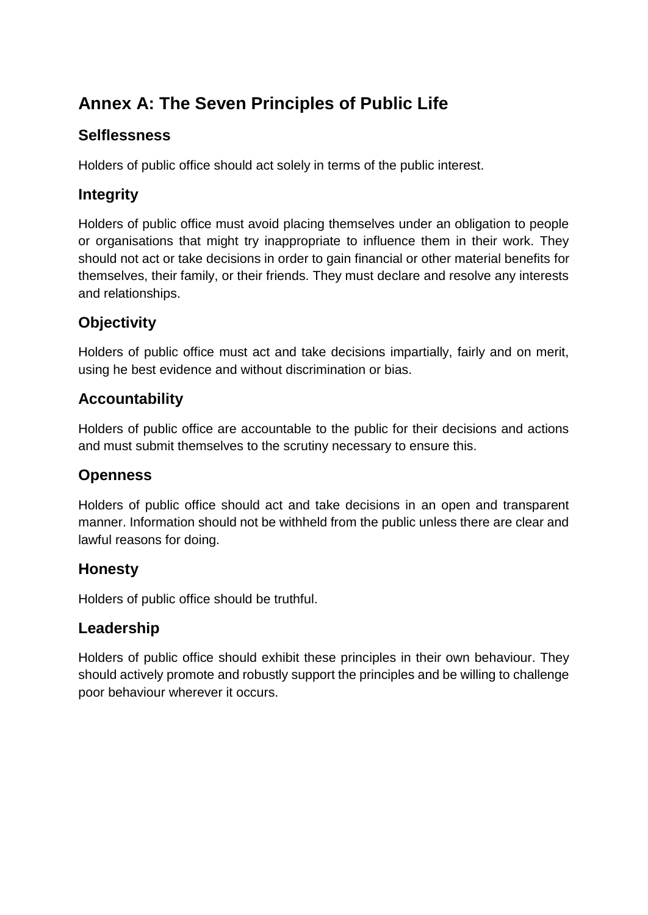## Annex A: The Seven Principles of Public Life

### Selflessness

Holders of public office should act solely in terms of the public interest.

### Integrity

Holders of public office must avoid placing themselves under an obligation to people or organisations that might try inappropriate to influence them in their work. They should not act or take decisions in order to gain financial or other material benefits for themselves, their family, or their friends. They must declare and resolve any interests and relationships.

### Objectivity

Holders of public office must act and take decisions impartially, fairly and on merit, using he best evidence and without discrimination or bias.

### Accountability

Holders of public office are accountable to the public for their decisions and actions and must submit themselves to the scrutiny necessary to ensure this.

### Openness

Holders of public office should act and take decisions in an open and transparent manner. Information should not be withheld from the public unless there are clear and lawful reasons for doing.

### Honesty

Holders of public office should be truthful.

### Leadership

Holders of public office should exhibit these principles in their own behaviour. They should actively promote and robustly support the principles and be willing to challenge poor behaviour wherever it occurs.